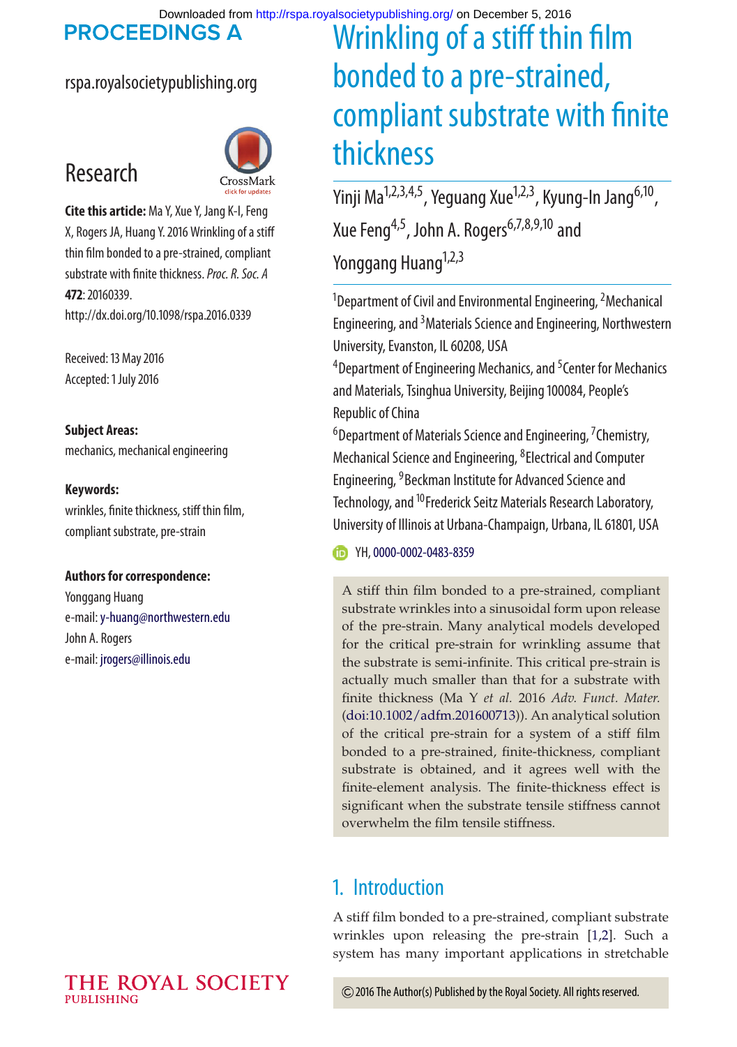# Wrinkling of a stiff thin film bonded to a pre-strained, compliant substrate with finite thickness

Yinji Ma[1,2,3,4,5], Yeguang Xue[1,2,3], Kyung-In Jang[6,10], Xue Feng[4,5], John A. Rogers[6,7,8,9,10] and Yonggang Huang[1,2,3]

[1]Department of Civil and Environmental Engineering, [2]Mechanical Engineering, and [3]Materials Science and Engineering, Northwestern University, Evanston, IL 60208, USA
[4]Department of Engineering Mechanics, and [5]Center for Mechanics and Materials, Tsinghua University, Beijing 100084, People's Republic of China
[6]Department of Materials Science and Engineering, [7]Chemistry, Mechanical Science and Engineering, [8]Electrical and Computer Engineering, [9]Beckman Institute for Advanced Science and Technology, and [10]Frederick Seitz Materials Research Laboratory, University of Illinois at Urbana-Champaign, Urbana, IL 61801, USA

YH, 0000-0002-0483-8359

**Research**

**Cite this article:** Ma Y, Xue Y, Jang K-I, Feng X, Rogers JA, Huang Y. 2016 Wrinkling of a stiff thin film bonded to a pre-strained, compliant substrate with finite thickness. *Proc. R. Soc. A* **472**: 20160339.
http://dx.doi.org/10.1098/rspa.2016.0339

Received: 13 May 2016
Accepted: 1 July 2016

**Subject Areas:**
mechanics, mechanical engineering

**Keywords:**
wrinkles, finite thickness, stiff thin film, compliant substrate, pre-strain

**Authors for correspondence:**
Yonggang Huang
e-mail: y-huang@northwestern.edu
John A. Rogers
e-mail: jrogers@illinois.edu

A stiff thin film bonded to a pre-strained, compliant substrate wrinkles into a sinusoidal form upon release of the pre-strain. Many analytical models developed for the critical pre-strain for wrinkling assume that the substrate is semi-infinite. This critical pre-strain is actually much smaller than that for a substrate with finite thickness (Ma Y *et al.* 2016 *Adv. Funct. Mater.* (doi:10.1002/adfm.201600713)). An analytical solution of the critical pre-strain for a system of a stiff film bonded to a pre-strained, finite-thickness, compliant substrate is obtained, and it agrees well with the finite-element analysis. The finite-thickness effect is significant when the substrate tensile stiffness cannot overwhelm the film tensile stiffness.

## 1. Introduction

A stiff film bonded to a pre-strained, compliant substrate wrinkles upon releasing the pre-strain [1,2]. Such a system has many important applications in stretchable

© 2016 The Author(s) Published by the Royal Society. All rights reserved.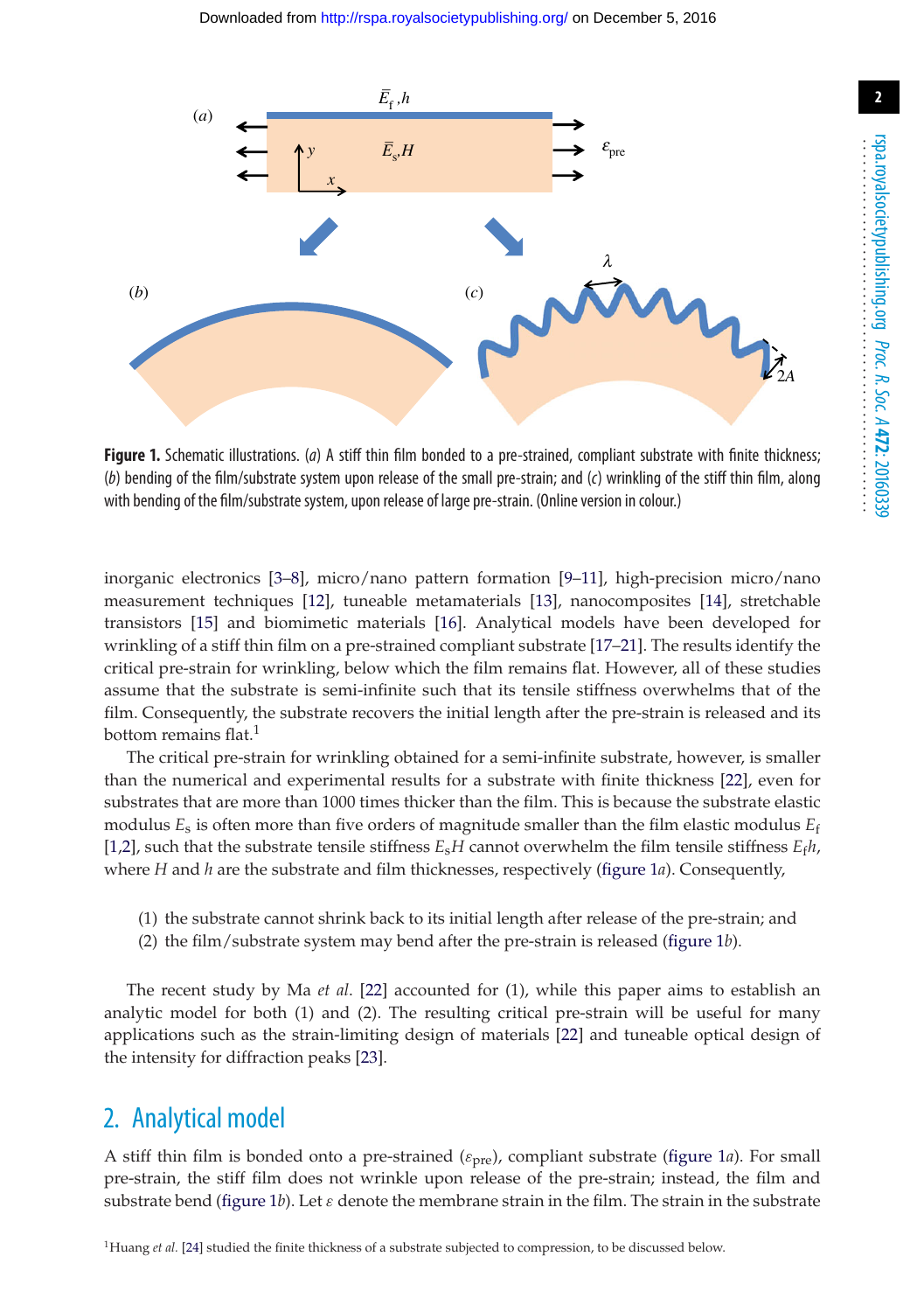**Figure 1.** Schematic illustrations. (*a*) A stiff thin film bonded to a pre-strained, compliant substrate with finite thickness; (*b*) bending of the film/substrate system upon release of the small pre-strain; and (*c*) wrinkling of the stiff thin film, along with bending of the film/substrate system, upon release of large pre-strain. (Online version in colour.)

inorganic electronics [3–8], micro/nano pattern formation [9–11], high-precision micro/nano measurement techniques [12], tuneable metamaterials [13], nanocomposites [14], stretchable transistors [15] and biomimetic materials [16]. Analytical models have been developed for wrinkling of a stiff thin film on a pre-strained compliant substrate [17–21]. The results identify the critical pre-strain for wrinkling, below which the film remains flat. However, all of these studies assume that the substrate is semi-infinite such that its tensile stiffness overwhelms that of the film. Consequently, the substrate recovers the initial length after the pre-strain is released and its bottom remains flat.[1]

The critical pre-strain for wrinkling obtained for a semi-infinite substrate, however, is smaller than the numerical and experimental results for a substrate with finite thickness [22], even for substrates that are more than 1000 times thicker than the film. This is because the substrate elastic modulus $E_s$ is often more than five orders of magnitude smaller than the film elastic modulus $E_f$ [1,2], such that the substrate tensile stiffness $E_sH$ cannot overwhelm the film tensile stiffness $E_fh$, where $H$ and $h$ are the substrate and film thicknesses, respectively (figure 1*a*). Consequently,

(1) the substrate cannot shrink back to its initial length after release of the pre-strain; and
(2) the film/substrate system may bend after the pre-strain is released (figure 1*b*).

The recent study by Ma *et al*. [22] accounted for (1), while this paper aims to establish an analytic model for both (1) and (2). The resulting critical pre-strain will be useful for many applications such as the strain-limiting design of materials [22] and tuneable optical design of the intensity for diffraction peaks [23].

## 2. Analytical model

A stiff thin film is bonded onto a pre-strained ($\varepsilon_{pre}$), compliant substrate (figure 1*a*). For small pre-strain, the stiff film does not wrinkle upon release of the pre-strain; instead, the film and substrate bend (figure 1*b*). Let $\varepsilon$ denote the membrane strain in the film. The strain in the substrate

[1] Huang *et al*. [24] studied the finite thickness of a substrate subjected to compression, to be discussed below.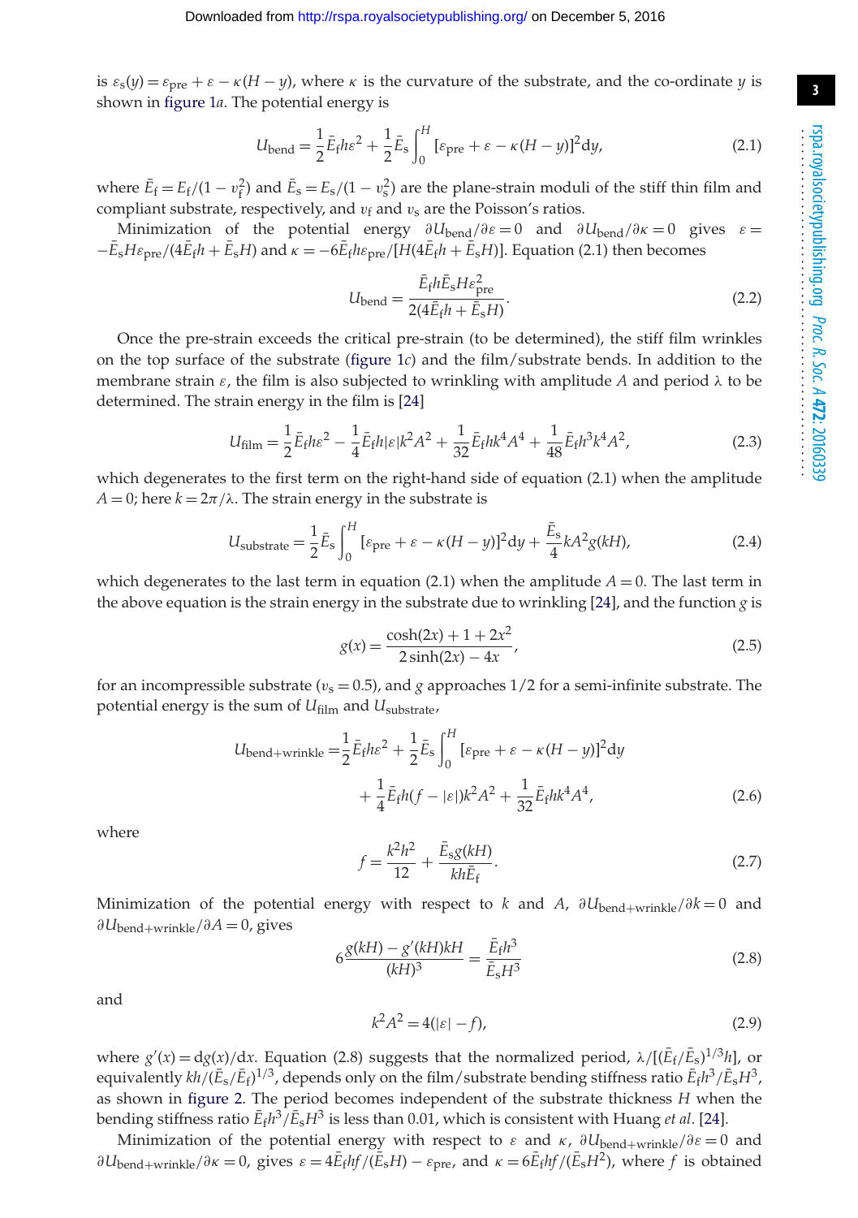is $\varepsilon_s(y) = \varepsilon_{pre} + \varepsilon - \kappa(H - y)$, where $\kappa$ is the curvature of the substrate, and the co-ordinate $y$ is shown in figure 1*a*. The potential energy is

$$U_{bend} = \frac{1}{2}\bar{E}_f h\varepsilon^2 + \frac{1}{2}\bar{E}_s \int_0^H [\varepsilon_{pre} + \varepsilon - \kappa(H - y)]^2 dy, \tag{2.1}$$

where $\bar{E}_f = E_f/(1 - v_f^2)$ and $\bar{E}_s = E_s/(1 - v_s^2)$ are the plane-strain moduli of the stiff thin film and compliant substrate, respectively, and $v_f$ and $v_s$ are the Poisson's ratios.

Minimization of the potential energy $\partial U_{bend}/\partial \varepsilon = 0$ and $\partial U_{bend}/\partial \kappa = 0$ gives $\varepsilon = -\bar{E}_s H\varepsilon_{pre}/(4\bar{E}_f h + \bar{E}_s H)$ and $\kappa = -6\bar{E}_f h\varepsilon_{pre}/[H(4\bar{E}_f h + \bar{E}_s H)]$. Equation (2.1) then becomes

$$U_{bend} = \frac{\bar{E}_f h \bar{E}_s H \varepsilon_{pre}^2}{2(4\bar{E}_f h + \bar{E}_s H)}. \tag{2.2}$$

Once the pre-strain exceeds the critical pre-strain (to be determined), the stiff film wrinkles on the top surface of the substrate (figure 1*c*) and the film/substrate bends. In addition to the membrane strain $\varepsilon$, the film is also subjected to wrinkling with amplitude $A$ and period $\lambda$ to be determined. The strain energy in the film is [24]

$$U_{film} = \frac{1}{2}\bar{E}_f h\varepsilon^2 - \frac{1}{4}\bar{E}_f h|\varepsilon| k^2 A^2 + \frac{1}{32}\bar{E}_f h k^4 A^4 + \frac{1}{48}\bar{E}_f h^3 k^4 A^2, \tag{2.3}$$

which degenerates to the first term on the right-hand side of equation (2.1) when the amplitude $A = 0$; here $k = 2\pi/\lambda$. The strain energy in the substrate is

$$U_{substrate} = \frac{1}{2}\bar{E}_s \int_0^H [\varepsilon_{pre} + \varepsilon - \kappa(H - y)]^2 dy + \frac{\bar{E}_s}{4} kA^2 g(kH), \tag{2.4}$$

which degenerates to the last term in equation (2.1) when the amplitude $A = 0$. The last term in the above equation is the strain energy in the substrate due to wrinkling [24], and the function $g$ is

$$g(x) = \frac{\cosh(2x) + 1 + 2x^2}{2\sinh(2x) - 4x}, \tag{2.5}$$

for an incompressible substrate ($v_s = 0.5$), and $g$ approaches 1/2 for a semi-infinite substrate. The potential energy is the sum of $U_{film}$ and $U_{substrate}$,

$$U_{bend+wrinkle} = \frac{1}{2}\bar{E}_f h\varepsilon^2 + \frac{1}{2}\bar{E}_s \int_0^H [\varepsilon_{pre} + \varepsilon - \kappa(H - y)]^2 dy + \frac{1}{4}\bar{E}_f h(f - |\varepsilon|)k^2 A^2 + \frac{1}{32}\bar{E}_f h k^4 A^4, \tag{2.6}$$

where

$$f = \frac{k^2 h^2}{12} + \frac{\bar{E}_s g(kH)}{kh\bar{E}_f}. \tag{2.7}$$

Minimization of the potential energy with respect to $k$ and $A$, $\partial U_{bend+wrinkle}/\partial k = 0$ and $\partial U_{bend+wrinkle}/\partial A = 0$, gives

$$6\frac{g(kH) - g'(kH)kH}{(kH)^3} = \frac{\bar{E}_f h^3}{\bar{E}_s H^3} \tag{2.8}$$

and

$$k^2 A^2 = 4(|\varepsilon| - f), \tag{2.9}$$

where $g'(x) = dg(x)/dx$. Equation (2.8) suggests that the normalized period, $\lambda/[(\bar{E}_f/\bar{E}_s)^{1/3} h]$, or equivalently $kh/(\bar{E}_s/\bar{E}_f)^{1/3}$, depends only on the film/substrate bending stiffness ratio $\bar{E}_f h^3/\bar{E}_s H^3$, as shown in figure 2. The period becomes independent of the substrate thickness $H$ when the bending stiffness ratio $\bar{E}_f h^3/\bar{E}_s H^3$ is less than 0.01, which is consistent with Huang *et al*. [24].

Minimization of the potential energy with respect to $\varepsilon$ and $\kappa$, $\partial U_{bend+wrinkle}/\partial \varepsilon = 0$ and $\partial U_{bend+wrinkle}/\partial \kappa = 0$, gives $\varepsilon = 4\bar{E}_f hf/(\bar{E}_s H) - \varepsilon_{pre}$, and $\kappa = 6\bar{E}_f hf/(\bar{E}_s H^2)$, where $f$ is obtained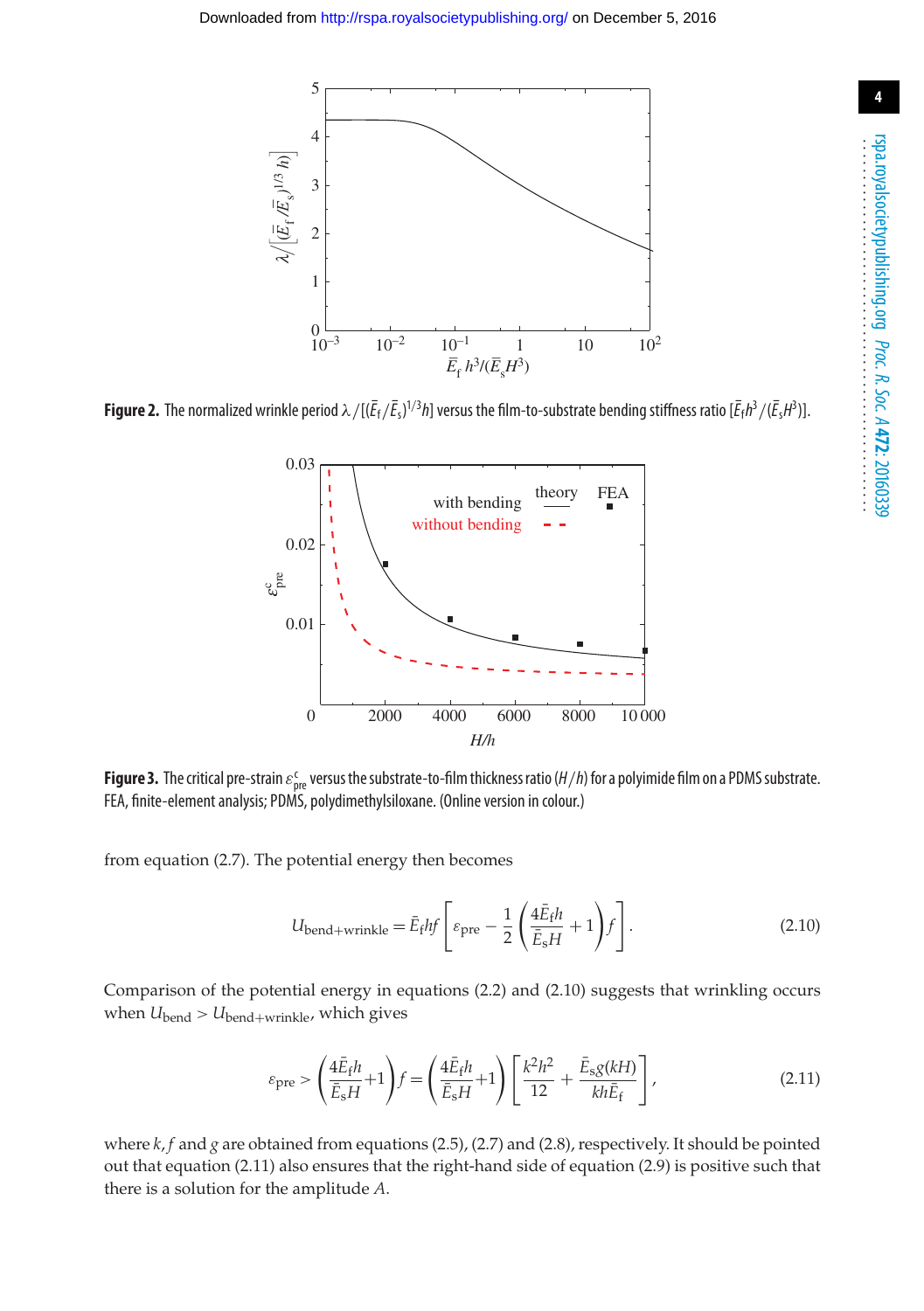**Figure 2.** The normalized wrinkle period $\lambda/[(\bar{E}_f/\bar{E}_s)^{1/3}h]$ versus the film-to-substrate bending stiffness ratio $[\bar{E}_f h^3/(\bar{E}_s H^3)]$.

**Figure 3.** The critical pre-strain $\varepsilon^c_{pre}$ versus the substrate-to-film thickness ratio ($H/h$) for a polyimide film on a PDMS substrate. FEA, finite-element analysis; PDMS, polydimethylsiloxane. (Online version in colour.)

from equation (2.7). The potential energy then becomes

$$U_{bend+wrinkle} = \bar{E}_f h f \left[\varepsilon_{pre} - \frac{1}{2}\left(\frac{4\bar{E}_f h}{\bar{E}_s H} + 1\right) f\right]. \tag{2.10}$$

Comparison of the potential energy in equations (2.2) and (2.10) suggests that wrinkling occurs when $U_{bend} > U_{bend+wrinkle}$, which gives

$$\varepsilon_{pre} > \left(\frac{4\bar{E}_f h}{\bar{E}_s H} + 1\right) f = \left(\frac{4\bar{E}_f h}{\bar{E}_s H} + 1\right)\left[\frac{k^2 h^2}{12} + \frac{\bar{E}_s g(kH)}{kh\bar{E}_f}\right], \tag{2.11}$$

where $k$, $f$ and $g$ are obtained from equations (2.5), (2.7) and (2.8), respectively. It should be pointed out that equation (2.11) also ensures that the right-hand side of equation (2.9) is positive such that there is a solution for the amplitude $A$.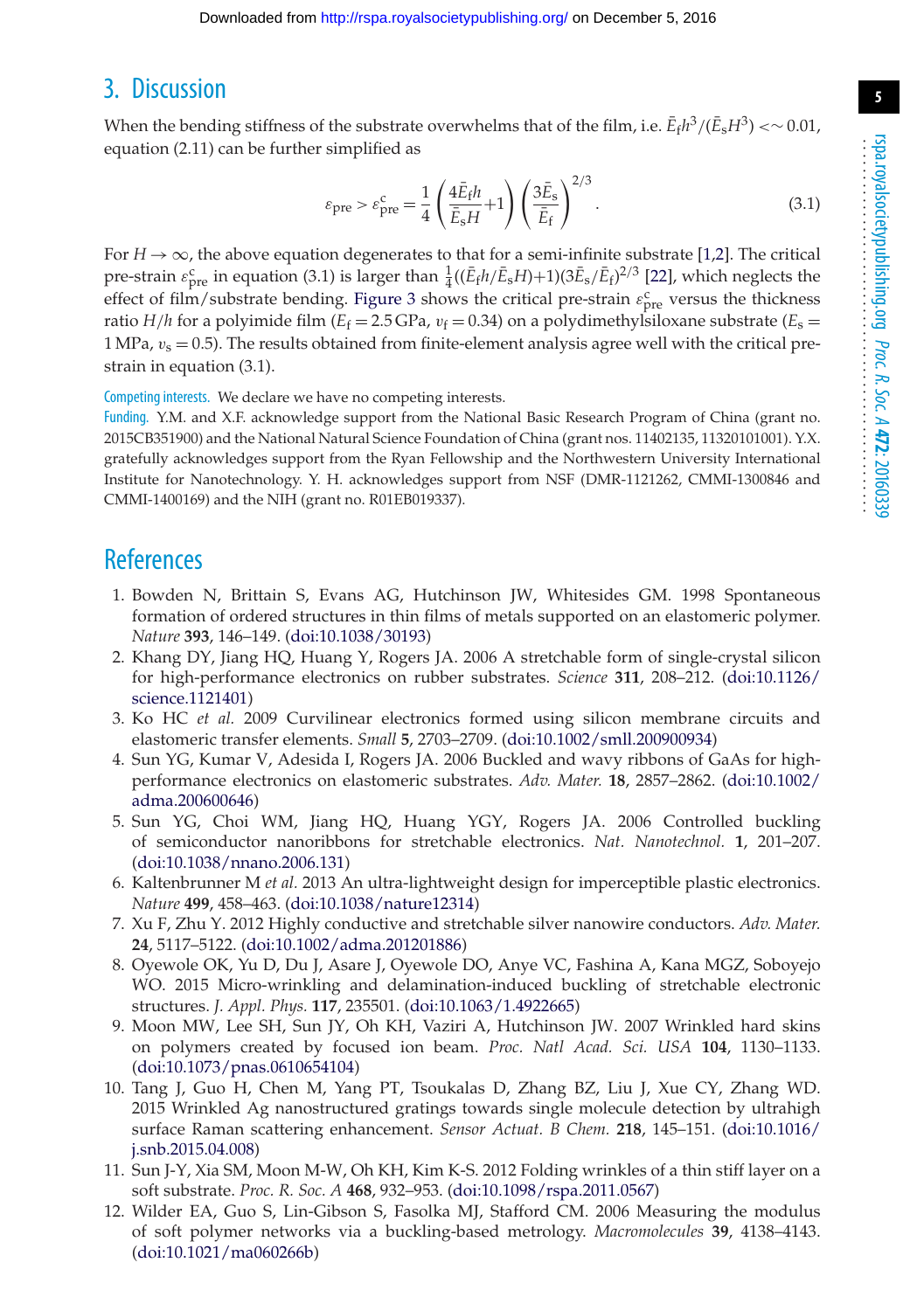## 3. Discussion

When the bending stiffness of the substrate overwhelms that of the film, i.e. $\bar{E}_f h^3/(\bar{E}_s H^3) <\sim 0.01$, equation (2.11) can be further simplified as

$$\varepsilon_{\text{pre}} > \varepsilon_{\text{pre}}^{\text{c}} = \frac{1}{4}\left(\frac{4\bar{E}_f h}{\bar{E}_s H}+1\right)\left(\frac{3\bar{E}_s}{\bar{E}_f}\right)^{2/3}. \tag{3.1}$$

For $H \to \infty$, the above equation degenerates to that for a semi-infinite substrate [1,2]. The critical pre-strain $\varepsilon_{\text{pre}}^{\text{c}}$ in equation (3.1) is larger than $\frac{1}{4}((\bar{E}_f h/\bar{E}_s H)+1)(3\bar{E}_s/\bar{E}_f)^{2/3}$ [22], which neglects the effect of film/substrate bending. Figure 3 shows the critical pre-strain $\varepsilon_{\text{pre}}^{\text{c}}$ versus the thickness ratio $H/h$ for a polyimide film ($E_f = 2.5\,\text{GPa}$, $\nu_f = 0.34$) on a polydimethylsiloxane substrate ($E_s = 1\,\text{MPa}$, $\upsilon_s = 0.5$). The results obtained from finite-element analysis agree well with the critical pre-strain in equation (3.1).

Competing interests. We declare we have no competing interests.

Funding. Y.M. and X.F. acknowledge support from the National Basic Research Program of China (grant no. 2015CB351900) and the National Natural Science Foundation of China (grant nos. 11402135, 11320101001). Y.X. gratefully acknowledges support from the Ryan Fellowship and the Northwestern University International Institute for Nanotechnology. Y. H. acknowledges support from NSF (DMR-1121262, CMMI-1300846 and CMMI-1400169) and the NIH (grant no. R01EB019337).

## References

1. Bowden N, Brittain S, Evans AG, Hutchinson JW, Whitesides GM. 1998 Spontaneous formation of ordered structures in thin films of metals supported on an elastomeric polymer. *Nature* **393**, 146–149. (doi:10.1038/30193)
2. Khang DY, Jiang HQ, Huang Y, Rogers JA. 2006 A stretchable form of single-crystal silicon for high-performance electronics on rubber substrates. *Science* **311**, 208–212. (doi:10.1126/science.1121401)
3. Ko HC *et al.* 2009 Curvilinear electronics formed using silicon membrane circuits and elastomeric transfer elements. *Small* **5**, 2703–2709. (doi:10.1002/smll.200900934)
4. Sun YG, Kumar V, Adesida I, Rogers JA. 2006 Buckled and wavy ribbons of GaAs for high-performance electronics on elastomeric substrates. *Adv. Mater.* **18**, 2857–2862. (doi:10.1002/adma.200600646)
5. Sun YG, Choi WM, Jiang HQ, Huang YGY, Rogers JA. 2006 Controlled buckling of semiconductor nanoribbons for stretchable electronics. *Nat. Nanotechnol.* **1**, 201–207. (doi:10.1038/nnano.2006.131)
6. Kaltenbrunner M *et al.* 2013 An ultra-lightweight design for imperceptible plastic electronics. *Nature* **499**, 458–463. (doi:10.1038/nature12314)
7. Xu F, Zhu Y. 2012 Highly conductive and stretchable silver nanowire conductors. *Adv. Mater.* **24**, 5117–5122. (doi:10.1002/adma.201201886)
8. Oyewole OK, Yu D, Du J, Asare J, Oyewole DO, Anye VC, Fashina A, Kana MGZ, Soboyejo WO. 2015 Micro-wrinkling and delamination-induced buckling of stretchable electronic structures. *J. Appl. Phys.* **117**, 235501. (doi:10.1063/1.4922665)
9. Moon MW, Lee SH, Sun JY, Oh KH, Vaziri A, Hutchinson JW. 2007 Wrinkled hard skins on polymers created by focused ion beam. *Proc. Natl Acad. Sci. USA* **104**, 1130–1133. (doi:10.1073/pnas.0610654104)
10. Tang J, Guo H, Chen M, Yang PT, Tsoukalas D, Zhang BZ, Liu J, Xue CY, Zhang WD. 2015 Wrinkled Ag nanostructured gratings towards single molecule detection by ultrahigh surface Raman scattering enhancement. *Sensor Actuat. B Chem.* **218**, 145–151. (doi:10.1016/j.snb.2015.04.008)
11. Sun J-Y, Xia SM, Moon M-W, Oh KH, Kim K-S. 2012 Folding wrinkles of a thin stiff layer on a soft substrate. *Proc. R. Soc. A* **468**, 932–953. (doi:10.1098/rspa.2011.0567)
12. Wilder EA, Guo S, Lin-Gibson S, Fasolka MJ, Stafford CM. 2006 Measuring the modulus of soft polymer networks via a buckling-based metrology. *Macromolecules* **39**, 4138–4143. (doi:10.1021/ma060266b)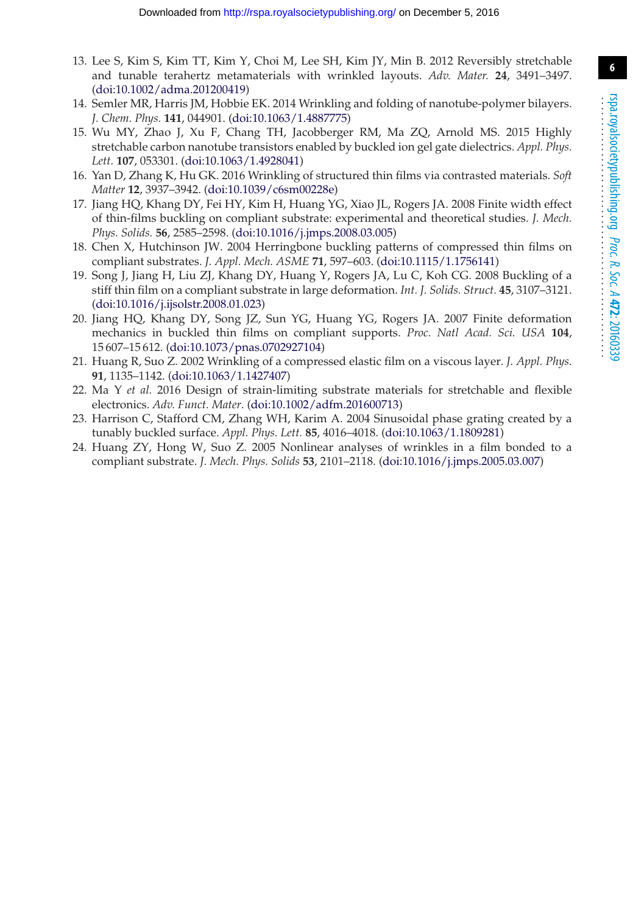13. Lee S, Kim S, Kim TT, Kim Y, Choi M, Lee SH, Kim JY, Min B. 2012 Reversibly stretchable and tunable terahertz metamaterials with wrinkled layouts. *Adv. Mater.* **24**, 3491–3497. (doi:10.1002/adma.201200419)
14. Semler MR, Harris JM, Hobbie EK. 2014 Wrinkling and folding of nanotube-polymer bilayers. *J. Chem. Phys.* **141**, 044901. (doi:10.1063/1.4887775)
15. Wu MY, Zhao J, Xu F, Chang TH, Jacobberger RM, Ma ZQ, Arnold MS. 2015 Highly stretchable carbon nanotube transistors enabled by buckled ion gel gate dielectrics. *Appl. Phys. Lett.* **107**, 053301. (doi:10.1063/1.4928041)
16. Yan D, Zhang K, Hu GK. 2016 Wrinkling of structured thin films via contrasted materials. *Soft Matter* **12**, 3937–3942. (doi:10.1039/c6sm00228e)
17. Jiang HQ, Khang DY, Fei HY, Kim H, Huang YG, Xiao JL, Rogers JA. 2008 Finite width effect of thin-films buckling on compliant substrate: experimental and theoretical studies. *J. Mech. Phys. Solids.* **56**, 2585–2598. (doi:10.1016/j.jmps.2008.03.005)
18. Chen X, Hutchinson JW. 2004 Herringbone buckling patterns of compressed thin films on compliant substrates. *J. Appl. Mech. ASME* **71**, 597–603. (doi:10.1115/1.1756141)
19. Song J, Jiang H, Liu ZJ, Khang DY, Huang Y, Rogers JA, Lu C, Koh CG. 2008 Buckling of a stiff thin film on a compliant substrate in large deformation. *Int. J. Solids. Struct.* **45**, 3107–3121. (doi:10.1016/j.ijsolstr.2008.01.023)
20. Jiang HQ, Khang DY, Song JZ, Sun YG, Huang YG, Rogers JA. 2007 Finite deformation mechanics in buckled thin films on compliant supports. *Proc. Natl Acad. Sci. USA* **104**, 15 607–15 612. (doi:10.1073/pnas.0702927104)
21. Huang R, Suo Z. 2002 Wrinkling of a compressed elastic film on a viscous layer. *J. Appl. Phys.* **91**, 1135–1142. (doi:10.1063/1.1427407)
22. Ma Y *et al.* 2016 Design of strain-limiting substrate materials for stretchable and flexible electronics. *Adv. Funct. Mater.* (doi:10.1002/adfm.201600713)
23. Harrison C, Stafford CM, Zhang WH, Karim A. 2004 Sinusoidal phase grating created by a tunably buckled surface. *Appl. Phys. Lett.* **85**, 4016–4018. (doi:10.1063/1.1809281)
24. Huang ZY, Hong W, Suo Z. 2005 Nonlinear analyses of wrinkles in a film bonded to a compliant substrate. *J. Mech. Phys. Solids* **53**, 2101–2118. (doi:10.1016/j.jmps.2005.03.007)